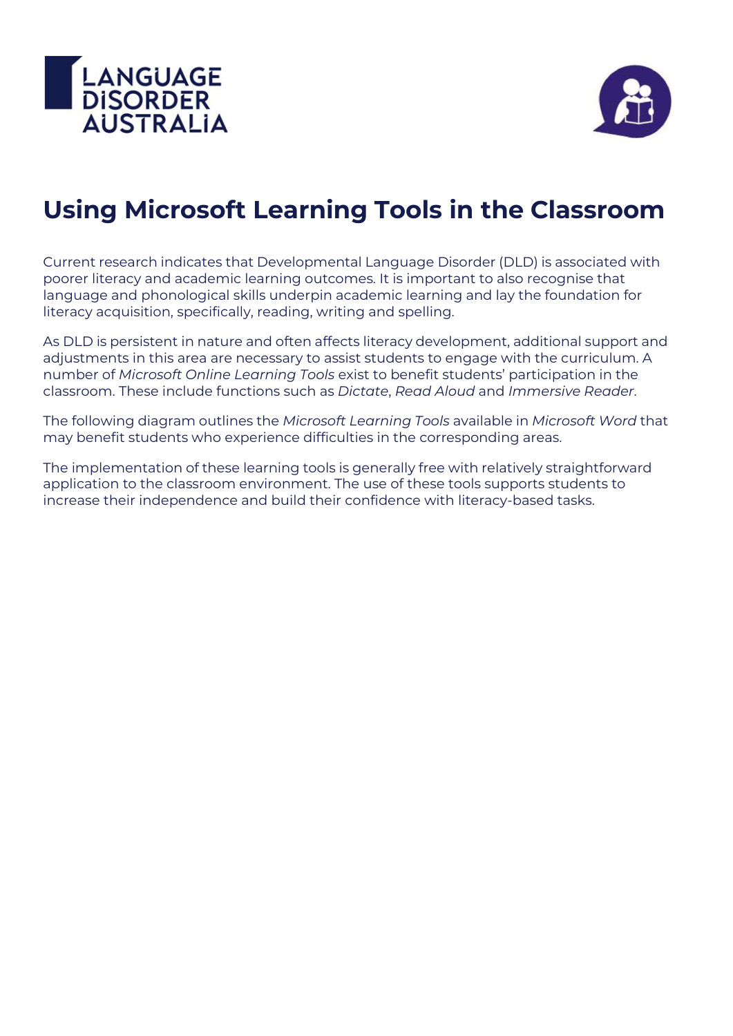# Using Microsoft Learning Tools in the Classroom

Current research indicates that Developmental Language Disorder (DLD) is associated with poorer literacy and academic learning outcomes. It is important to also recognise that language and phonological skills underpin academic learning and lay the foundation for literacy acquisition, specifically, reading, writing and spelling.

As DLD is persistent in nature and often affects literacy development, additional support and adjustments in this area are necessary to assist students to engage with the curriculum. A number of *Microsoft Online Learning Tools* exist to benefit students' participation in the classroom. These include functions such as *Dictate*, *Read Aloud* and *Immersive Reader*.

The following diagram outlines the *Microsoft Learning Tools* available in *Microsoft Word* that may benefit students who experience difficulties in the corresponding areas.

The implementation of these learning tools is generally free with relatively straightforward application to the classroom environment. The use of these tools supports students to increase their independence and build their confidence with literacy-based tasks.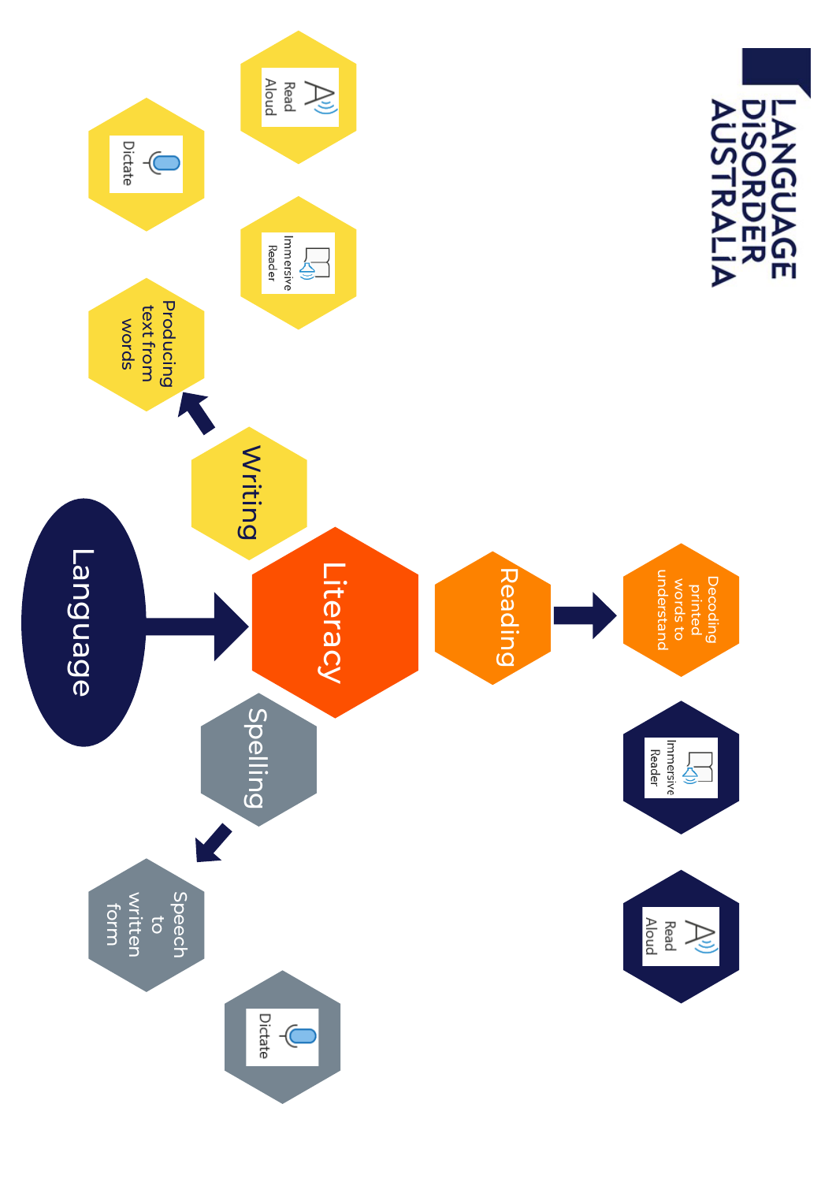LANGUAGE DISORDER AUSTRALIA

Language

Literacy

Writing

Producing text from words

Immersive Reader

Dictate

Read Aloud

Reading

Decoding printed words to understand

Immersive Reader

Read Aloud

Spelling

Speech to written form

Dictate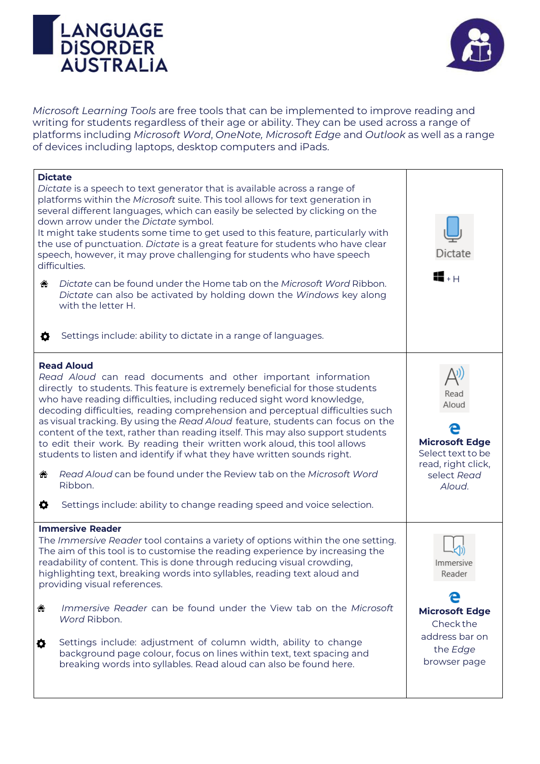*Microsoft Learning Tools* are free tools that can be implemented to improve reading and writing for students regardless of their age or ability. They can be used across a range of platforms including *Microsoft Word*, *OneNote, Microsoft Edge* and *Outlook* as well as a range of devices including laptops, desktop computers and iPads.

| | |
|---|---|
| **Dictate**<br>*Dictate* is a speech to text generator that is available across a range of platforms within the *Microsoft* suite. This tool allows for text generation in several different languages, which can easily be selected by clicking on the down arrow under the *Dictate* symbol.<br>It might take students some time to get used to this feature, particularly with the use of punctuation. *Dictate* is a great feature for students who have clear speech, however, it may prove challenging for students who have speech difficulties.<br><br>*Dictate* can be found under the Home tab on the *Microsoft Word* Ribbon. *Dictate* can also be activated by holding down the *Windows* key along with the letter H.<br><br>Settings include: ability to dictate in a range of languages. | Dictate<br><br>+ H |
| **Read Aloud**<br>*Read Aloud* can read documents and other important information directly to students. This feature is extremely beneficial for those students who have reading difficulties, including reduced sight word knowledge, decoding difficulties, reading comprehension and perceptual difficulties such as visual tracking. By using the *Read Aloud* feature, students can focus on the content of the text, rather than reading itself. This may also support students to edit their work. By reading their written work aloud, this tool allows students to listen and identify if what they have written sounds right.<br><br>*Read Aloud* can be found under the Review tab on the *Microsoft Word* Ribbon.<br><br>Settings include: ability to change reading speed and voice selection. | Read Aloud<br><br>**Microsoft Edge**<br>Select text to be read, right click, select *Read Aloud*. |
| **Immersive Reader**<br>The *Immersive Reader* tool contains a variety of options within the one setting. The aim of this tool is to customise the reading experience by increasing the readability of content. This is done through reducing visual crowding, highlighting text, breaking words into syllables, reading text aloud and providing visual references.<br><br>*Immersive Reader* can be found under the View tab on the *Microsoft Word* Ribbon.<br><br>Settings include: adjustment of column width, ability to change background page colour, focus on lines within text, text spacing and breaking words into syllables. Read aloud can also be found here. | Immersive Reader<br><br>**Microsoft Edge**<br>Check the address bar on the *Edge* browser page |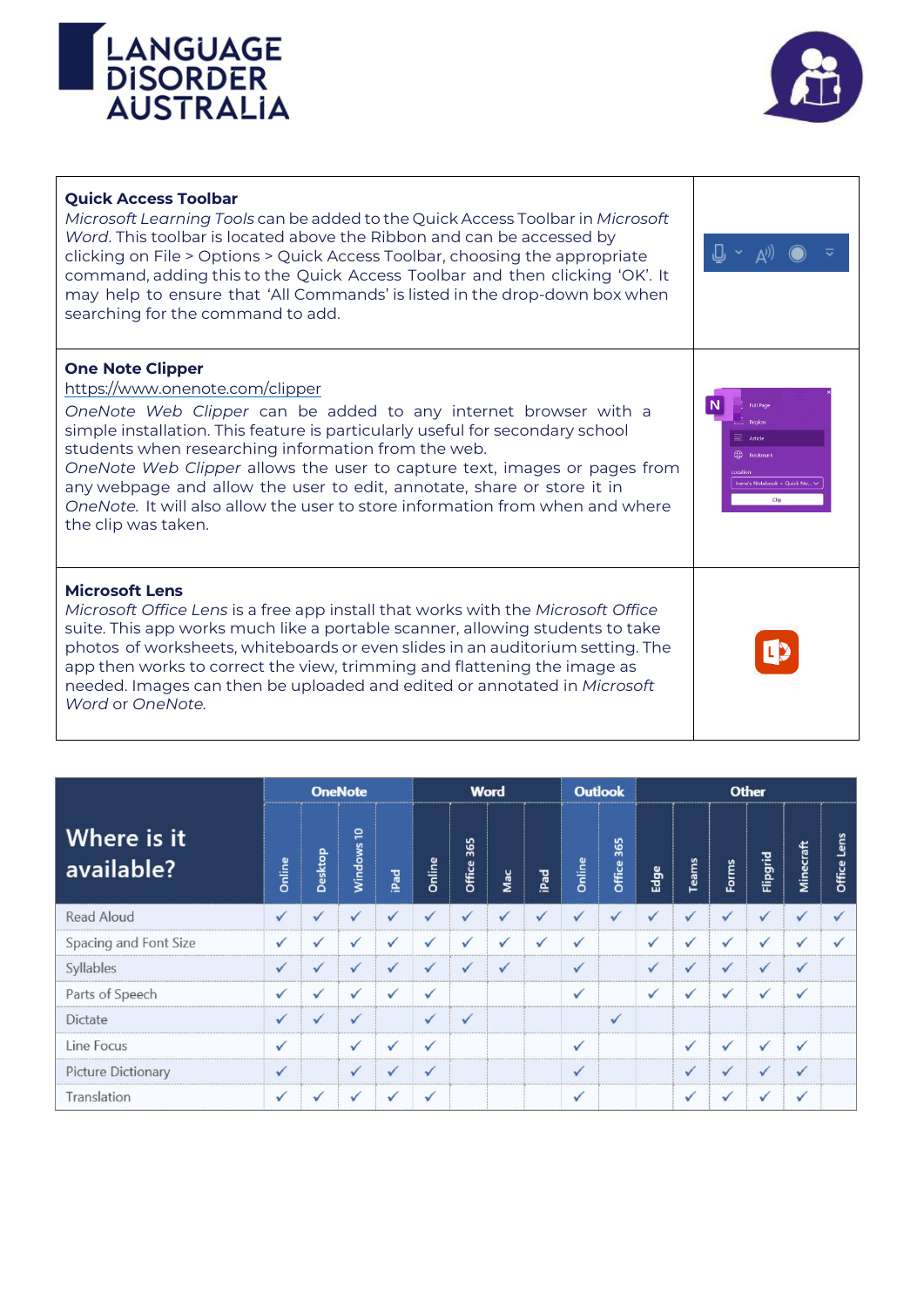**Quick Access Toolbar**

*Microsoft Learning Tools* can be added to the Quick Access Toolbar in *Microsoft Word*. This toolbar is located above the Ribbon and can be accessed by clicking on File > Options > Quick Access Toolbar, choosing the appropriate command, adding this to the Quick Access Toolbar and then clicking 'OK'. It may help to ensure that 'All Commands' is listed in the drop-down box when searching for the command to add.

**One Note Clipper**

https://www.onenote.com/clipper

*OneNote Web Clipper* can be added to any internet browser with a simple installation. This feature is particularly useful for secondary school students when researching information from the web.

*OneNote Web Clipper* allows the user to capture text, images or pages from any webpage and allow the user to edit, annotate, share or store it in *OneNote.* It will also allow the user to store information from when and where the clip was taken.

**Microsoft Lens**

*Microsoft Office Lens* is a free app install that works with the *Microsoft Office* suite. This app works much like a portable scanner, allowing students to take photos of worksheets, whiteboards or even slides in an auditorium setting. The app then works to correct the view, trimming and flattening the image as needed. Images can then be uploaded and edited or annotated in *Microsoft Word* or *OneNote.*

| Where is it available? | OneNote | | | | Word | | | | Outlook | | Other | | | | | |
|---|---|---|---|---|---|---|---|---|---|---|---|---|---|---|---|---|
| | Online | Desktop | Windows 10 | iPad | Online | Office 365 | Mac | iPad | Online | Office 365 | Edge | Teams | Forms | Flipgrid | Minecraft | Office Lens |
| Read Aloud | ✓ | ✓ | ✓ | ✓ | ✓ | ✓ | ✓ | ✓ | ✓ | ✓ | ✓ | ✓ | ✓ | ✓ | ✓ | ✓ |
| Spacing and Font Size | ✓ | ✓ | ✓ | ✓ | ✓ | ✓ | ✓ | ✓ | ✓ | | ✓ | ✓ | ✓ | ✓ | ✓ | ✓ |
| Syllables | ✓ | ✓ | ✓ | ✓ | ✓ | ✓ | ✓ | | ✓ | | ✓ | ✓ | ✓ | ✓ | ✓ | |
| Parts of Speech | ✓ | ✓ | ✓ | ✓ | ✓ | | | | ✓ | | ✓ | ✓ | ✓ | ✓ | ✓ | |
| Dictate | ✓ | ✓ | ✓ | | ✓ | ✓ | | | | ✓ | | | | | | |
| Line Focus | ✓ | | ✓ | ✓ | ✓ | | | | ✓ | | | ✓ | ✓ | ✓ | ✓ | |
| Picture Dictionary | ✓ | | ✓ | ✓ | ✓ | | | | ✓ | | | ✓ | ✓ | ✓ | ✓ | |
| Translation | ✓ | ✓ | ✓ | ✓ | ✓ | | | | ✓ | | | ✓ | ✓ | ✓ | ✓ | |